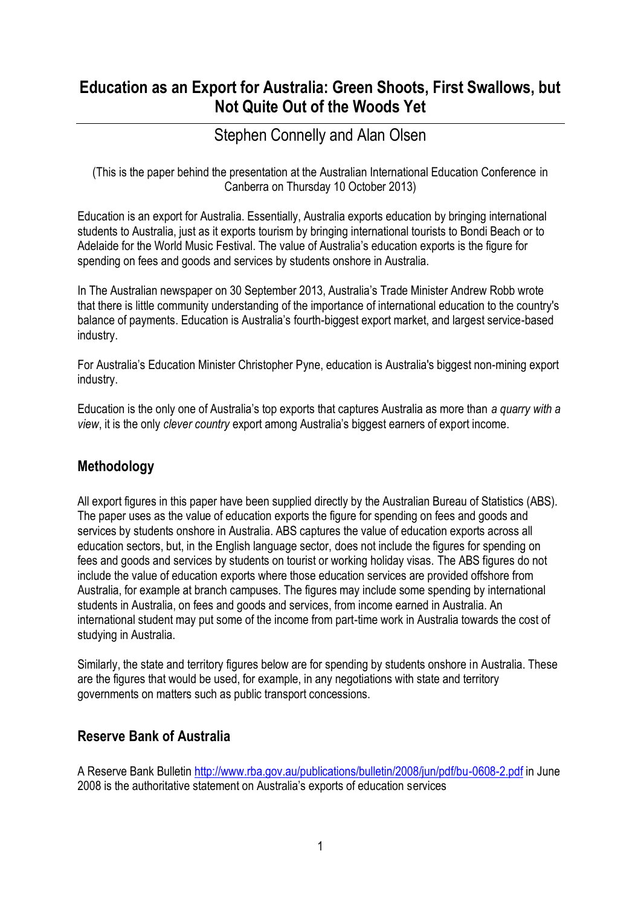# Education as an Export for Australia: Green Shoots, First Swallows, but Not Quite Out of the Woods Yet

## Stephen Connelly and Alan Olsen

(This is the paper behind the presentation at the Australian International Education Conference in Canberra on Thursday 10 October 2013)

Education is an export for Australia. Essentially, Australia exports education by bringing international students to Australia, just as it exports tourism by bringing international tourists to Bondi Beach or to Adelaide for the World Music Festival. The value of Australia's education exports is the figure for spending on fees and goods and services by students onshore in Australia.

In The Australian newspaper on 30 September 2013, Australia's Trade Minister Andrew Robb wrote that there is little community understanding of the importance of international education to the country's balance of payments. Education is Australia's fourth-biggest export market, and largest service-based industry.

For Australia's Education Minister Christopher Pyne, education is Australia's biggest non-mining export industry.

Education is the only one of Australia's top exports that captures Australia as more than *a quarry with a view*, it is the only *clever country* export among Australia's biggest earners of export income.

## Methodology

All export figures in this paper have been supplied directly by the Australian Bureau of Statistics (ABS). The paper uses as the value of education exports the figure for spending on fees and goods and services by students onshore in Australia. ABS captures the value of education exports across all education sectors, but, in the English language sector, does not include the figures for spending on fees and goods and services by students on tourist or working holiday visas. The ABS figures do not include the value of education exports where those education services are provided offshore from Australia, for example at branch campuses. The figures may include some spending by international students in Australia, on fees and goods and services, from income earned in Australia. An international student may put some of the income from part-time work in Australia towards the cost of studying in Australia.

Similarly, the state and territory figures below are for spending by students onshore in Australia. These are the figures that would be used, for example, in any negotiations with state and territory governments on matters such as public transport concessions.

## Reserve Bank of Australia

A Reserve Bank Bulletin http://www.rba.gov.au/publications/bulletin/2008/jun/pdf/bu-0608-2.pdf in June 2008 is the authoritative statement on Australia's exports of education services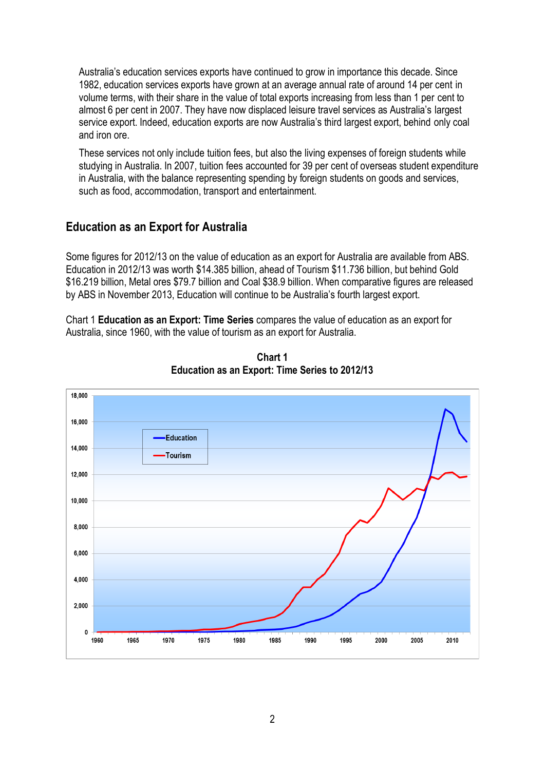Australia's education services exports have continued to grow in importance this decade. Since 1982, education services exports have grown at an average annual rate of around 14 per cent in volume terms, with their share in the value of total exports increasing from less than 1 per cent to almost 6 per cent in 2007. They have now displaced leisure travel services as Australia's largest service export. Indeed, education exports are now Australia's third largest export, behind only coal and iron ore.

These services not only include tuition fees, but also the living expenses of foreign students while studying in Australia. In 2007, tuition fees accounted for 39 per cent of overseas student expenditure in Australia, with the balance representing spending by foreign students on goods and services, such as food, accommodation, transport and entertainment.

## Education as an Export for Australia

Some figures for 2012/13 on the value of education as an export for Australia are available from ABS. Education in 2012/13 was worth $14.385 billion, ahead of Tourism $11.736 billion, but behind Gold $16.219 billion, Metal ores $79.7 billion and Coal $38.9 billion. When comparative figures are released by ABS in November 2013, Education will continue to be Australia's fourth largest export.

Chart 1 **Education as an Export: Time Series** compares the value of education as an export for Australia, since 1960, with the value of tourism as an export for Australia.

**Chart 1**
**Education as an Export: Time Series to 2012/13**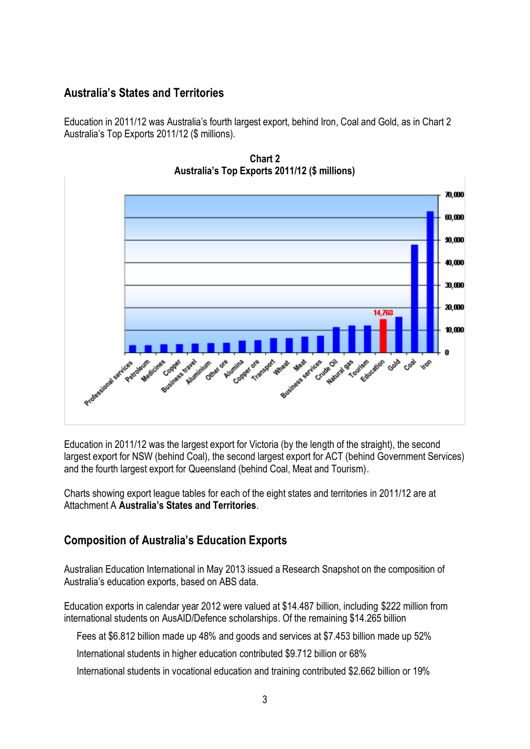## Australia's States and Territories

Education in 2011/12 was Australia's fourth largest export, behind Iron, Coal and Gold, as in Chart 2 Australia's Top Exports 2011/12 ($ millions).

**Chart 2**
**Australia's Top Exports 2011/12 ($ millions)**

Education in 2011/12 was the largest export for Victoria (by the length of the straight), the second largest export for NSW (behind Coal), the second largest export for ACT (behind Government Services) and the fourth largest export for Queensland (behind Coal, Meat and Tourism).

Charts showing export league tables for each of the eight states and territories in 2011/12 are at Attachment A **Australia's States and Territories**.

## Composition of Australia's Education Exports

Australian Education International in May 2013 issued a Research Snapshot on the composition of Australia's education exports, based on ABS data.

Education exports in calendar year 2012 were valued at $14.487 billion, including $222 million from international students on AusAID/Defence scholarships. Of the remaining $14.265 billion

- Fees at $6.812 billion made up 48% and goods and services at $7.453 billion made up 52%
- International students in higher education contributed $9.712 billion or 68%
- International students in vocational education and training contributed $2.662 billion or 19%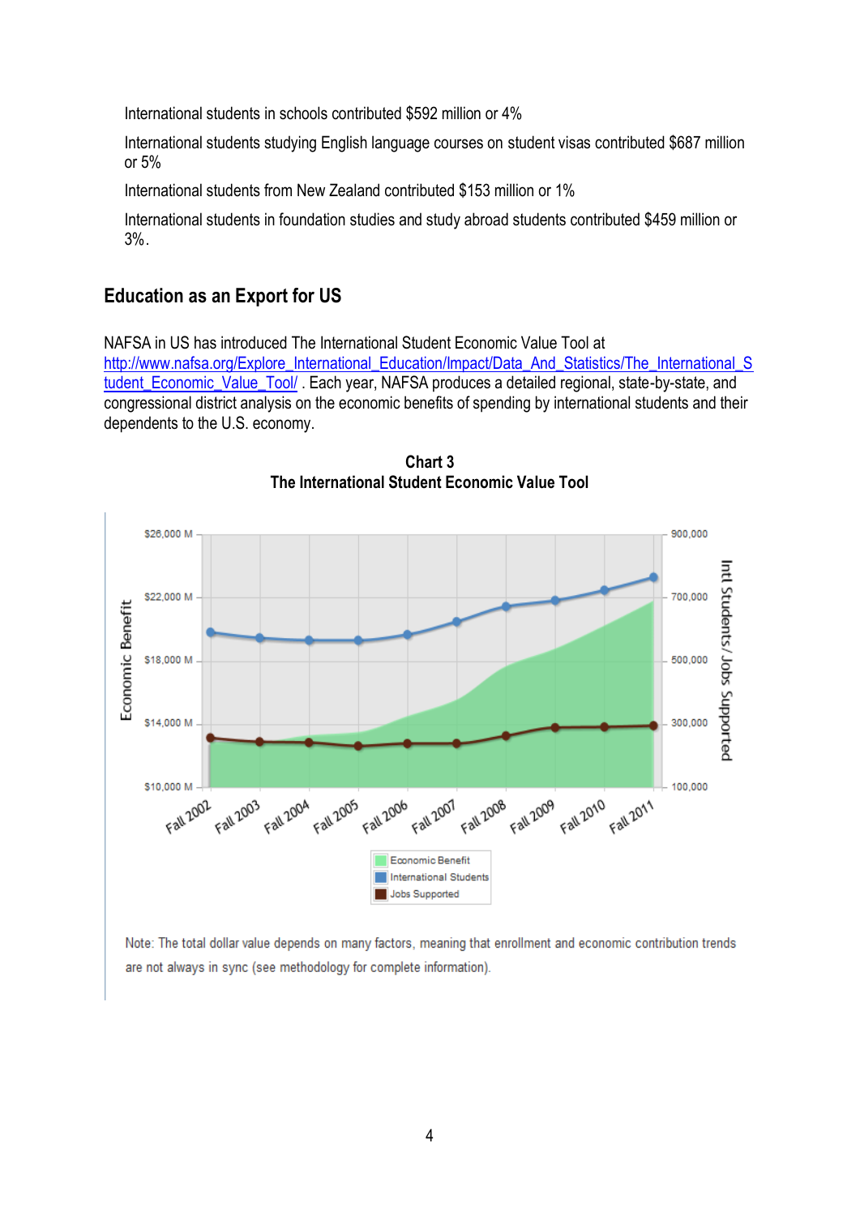International students in schools contributed $592 million or 4%

International students studying English language courses on student visas contributed $687 million or 5%

International students from New Zealand contributed $153 million or 1%

International students in foundation studies and study abroad students contributed $459 million or 3%.

## Education as an Export for US

NAFSA in US has introduced The International Student Economic Value Tool at http://www.nafsa.org/Explore_International_Education/Impact/Data_And_Statistics/The_International_Student_Economic_Value_Tool/ . Each year, NAFSA produces a detailed regional, state-by-state, and congressional district analysis on the economic benefits of spending by international students and their dependents to the U.S. economy.

**Chart 3**
**The International Student Economic Value Tool**

Note: The total dollar value depends on many factors, meaning that enrollment and economic contribution trends are not always in sync (see methodology for complete information).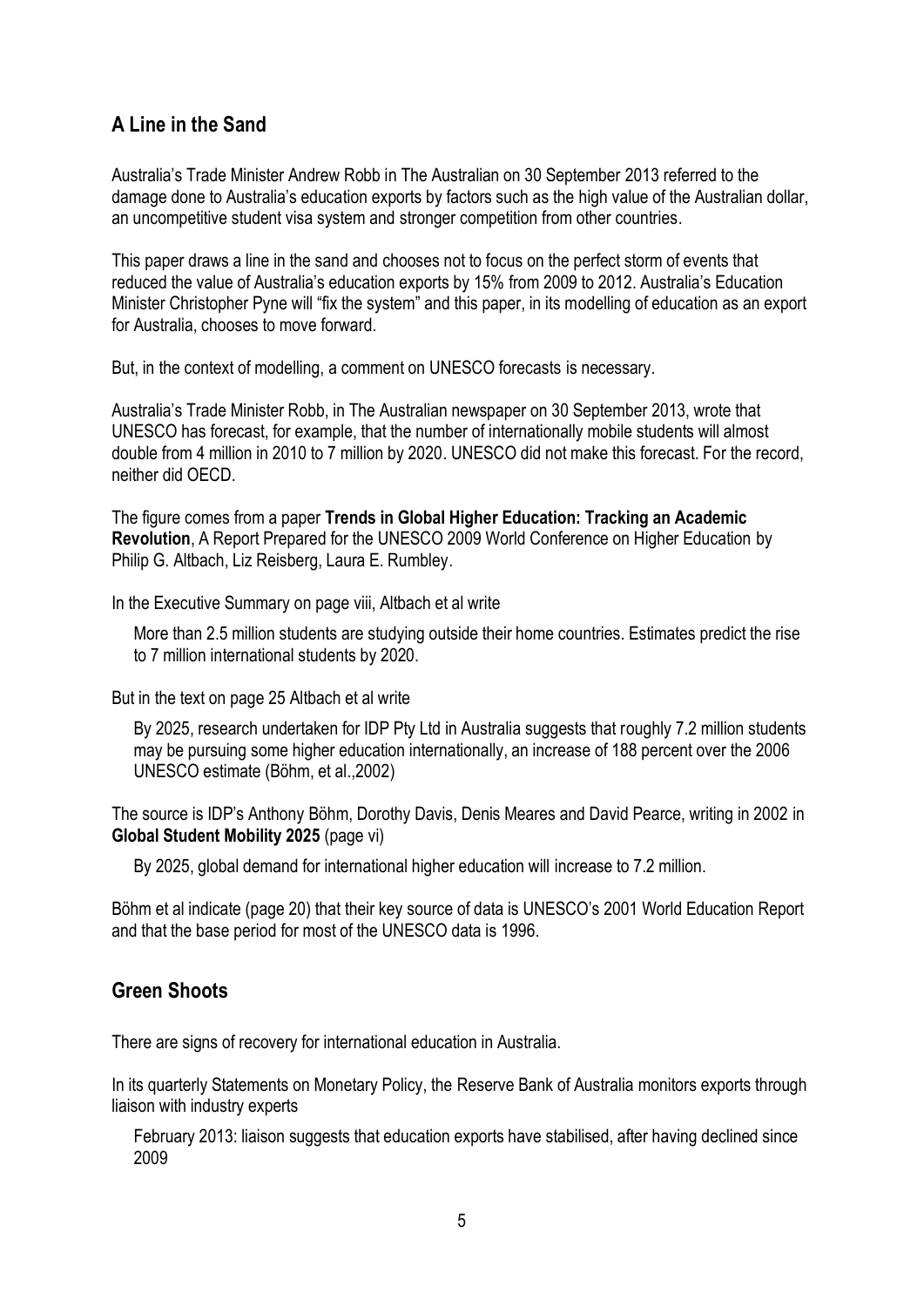## A Line in the Sand

Australia's Trade Minister Andrew Robb in The Australian on 30 September 2013 referred to the damage done to Australia's education exports by factors such as the high value of the Australian dollar, an uncompetitive student visa system and stronger competition from other countries.

This paper draws a line in the sand and chooses not to focus on the perfect storm of events that reduced the value of Australia's education exports by 15% from 2009 to 2012. Australia's Education Minister Christopher Pyne will "fix the system" and this paper, in its modelling of education as an export for Australia, chooses to move forward.

But, in the context of modelling, a comment on UNESCO forecasts is necessary.

Australia's Trade Minister Robb, in The Australian newspaper on 30 September 2013, wrote that UNESCO has forecast, for example, that the number of internationally mobile students will almost double from 4 million in 2010 to 7 million by 2020. UNESCO did not make this forecast. For the record, neither did OECD.

The figure comes from a paper **Trends in Global Higher Education: Tracking an Academic Revolution**, A Report Prepared for the UNESCO 2009 World Conference on Higher Education by Philip G. Altbach, Liz Reisberg, Laura E. Rumbley.

In the Executive Summary on page viii, Altbach et al write

> More than 2.5 million students are studying outside their home countries. Estimates predict the rise to 7 million international students by 2020.

But in the text on page 25 Altbach et al write

> By 2025, research undertaken for IDP Pty Ltd in Australia suggests that roughly 7.2 million students may be pursuing some higher education internationally, an increase of 188 percent over the 2006 UNESCO estimate (Böhm, et al.,2002)

The source is IDP's Anthony Böhm, Dorothy Davis, Denis Meares and David Pearce, writing in 2002 in **Global Student Mobility 2025** (page vi)

> By 2025, global demand for international higher education will increase to 7.2 million.

Böhm et al indicate (page 20) that their key source of data is UNESCO's 2001 World Education Report and that the base period for most of the UNESCO data is 1996.

## Green Shoots

There are signs of recovery for international education in Australia.

In its quarterly Statements on Monetary Policy, the Reserve Bank of Australia monitors exports through liaison with industry experts

> February 2013: liaison suggests that education exports have stabilised, after having declined since 2009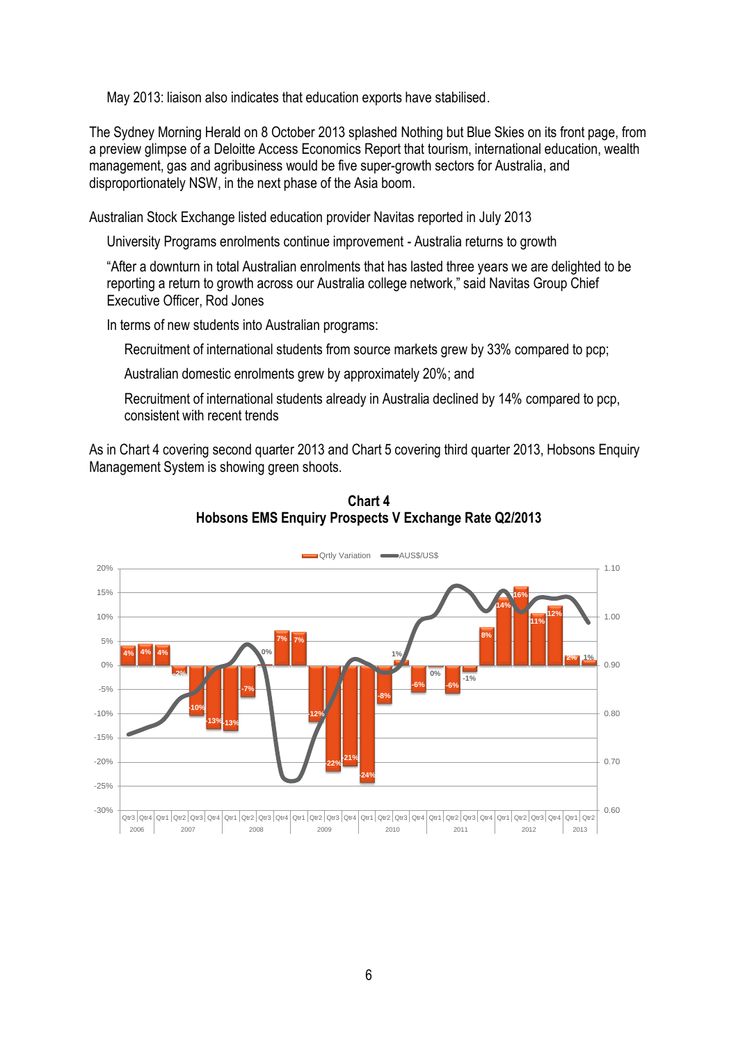May 2013: liaison also indicates that education exports have stabilised.

The Sydney Morning Herald on 8 October 2013 splashed Nothing but Blue Skies on its front page, from a preview glimpse of a Deloitte Access Economics Report that tourism, international education, wealth management, gas and agribusiness would be five super-growth sectors for Australia, and disproportionately NSW, in the next phase of the Asia boom.

Australian Stock Exchange listed education provider Navitas reported in July 2013

University Programs enrolments continue improvement - Australia returns to growth

"After a downturn in total Australian enrolments that has lasted three years we are delighted to be reporting a return to growth across our Australia college network," said Navitas Group Chief Executive Officer, Rod Jones

In terms of new students into Australian programs:

Recruitment of international students from source markets grew by 33% compared to pcp;

Australian domestic enrolments grew by approximately 20%; and

Recruitment of international students already in Australia declined by 14% compared to pcp, consistent with recent trends

As in Chart 4 covering second quarter 2013 and Chart 5 covering third quarter 2013, Hobsons Enquiry Management System is showing green shoots.

**Chart 4**
**Hobsons EMS Enquiry Prospects V Exchange Rate Q2/2013**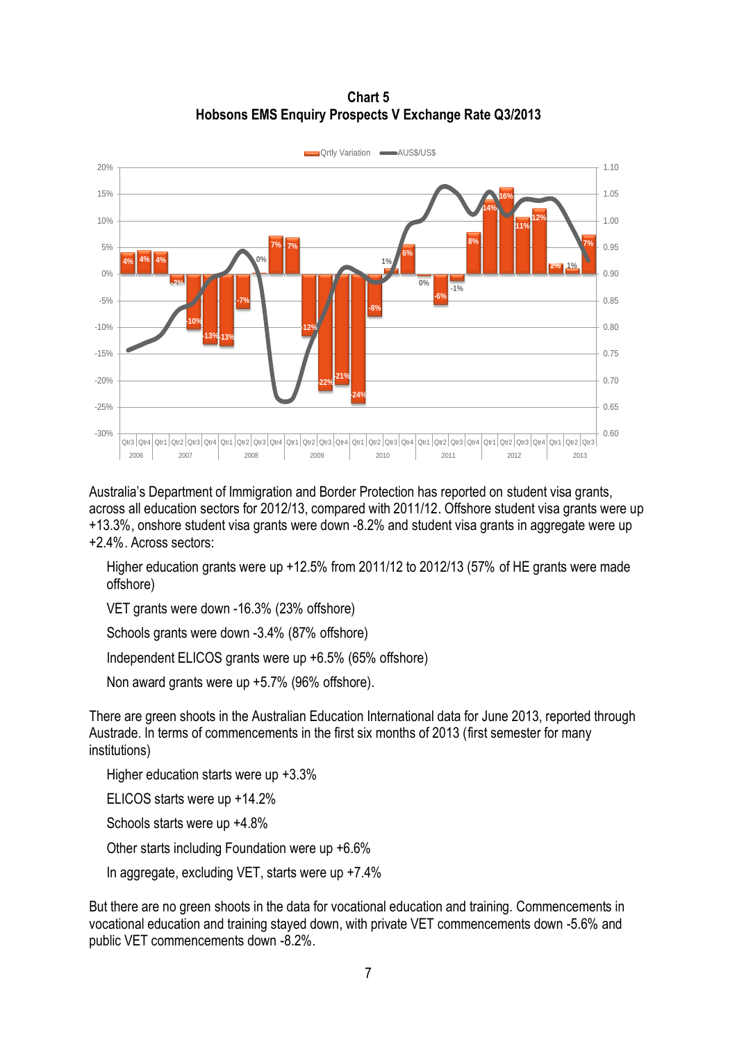**Chart 5**
**Hobsons EMS Enquiry Prospects V Exchange Rate Q3/2013**

Australia's Department of Immigration and Border Protection has reported on student visa grants, across all education sectors for 2012/13, compared with 2011/12. Offshore student visa grants were up +13.3%, onshore student visa grants were down -8.2% and student visa grants in aggregate were up +2.4%. Across sectors:

- Higher education grants were up +12.5% from 2011/12 to 2012/13 (57% of HE grants were made offshore)
- VET grants were down -16.3% (23% offshore)
- Schools grants were down -3.4% (87% offshore)
- Independent ELICOS grants were up +6.5% (65% offshore)
- Non award grants were up +5.7% (96% offshore).

There are green shoots in the Australian Education International data for June 2013, reported through Austrade. In terms of commencements in the first six months of 2013 (first semester for many institutions)

- Higher education starts were up +3.3%
- ELICOS starts were up +14.2%
- Schools starts were up +4.8%
- Other starts including Foundation were up +6.6%
- In aggregate, excluding VET, starts were up +7.4%

But there are no green shoots in the data for vocational education and training. Commencements in vocational education and training stayed down, with private VET commencements down -5.6% and public VET commencements down -8.2%.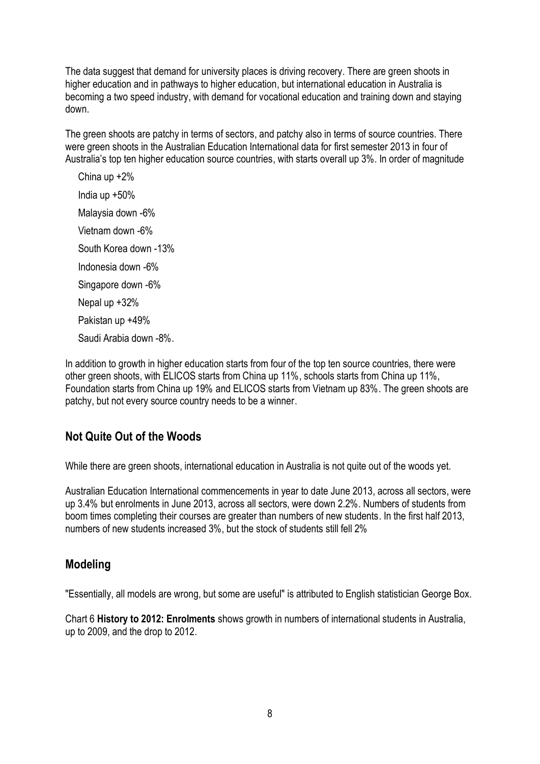The data suggest that demand for university places is driving recovery. There are green shoots in higher education and in pathways to higher education, but international education in Australia is becoming a two speed industry, with demand for vocational education and training down and staying down.

The green shoots are patchy in terms of sectors, and patchy also in terms of source countries. There were green shoots in the Australian Education International data for first semester 2013 in four of Australia's top ten higher education source countries, with starts overall up 3%. In order of magnitude

China up +2%  
India up +50%  
Malaysia down -6%  
Vietnam down -6%  
South Korea down -13%  
Indonesia down -6%  
Singapore down -6%  
Nepal up +32%  
Pakistan up +49%  
Saudi Arabia down -8%.

In addition to growth in higher education starts from four of the top ten source countries, there were other green shoots, with ELICOS starts from China up 11%, schools starts from China up 11%, Foundation starts from China up 19% and ELICOS starts from Vietnam up 83%. The green shoots are patchy, but not every source country needs to be a winner.

## Not Quite Out of the Woods

While there are green shoots, international education in Australia is not quite out of the woods yet.

Australian Education International commencements in year to date June 2013, across all sectors, were up 3.4% but enrolments in June 2013, across all sectors, were down 2.2%. Numbers of students from boom times completing their courses are greater than numbers of new students. In the first half 2013, numbers of new students increased 3%, but the stock of students still fell 2%

## Modeling

"Essentially, all models are wrong, but some are useful" is attributed to English statistician George Box.

Chart 6 **History to 2012: Enrolments** shows growth in numbers of international students in Australia, up to 2009, and the drop to 2012.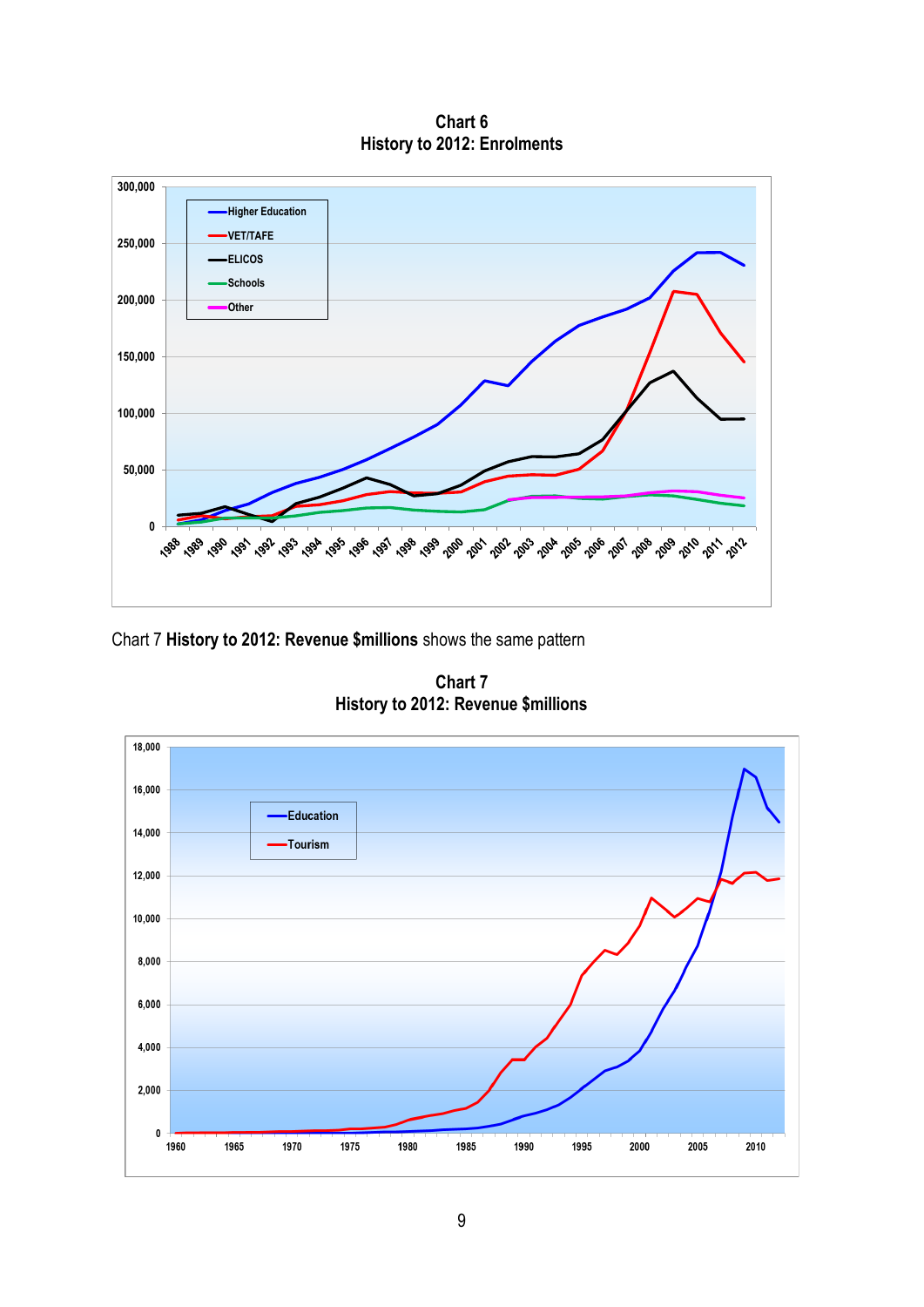**Chart 6**
**History to 2012: Enrolments**

Chart 7 **History to 2012: Revenue $millions** shows the same pattern

**Chart 7**
**History to 2012: Revenue $millions**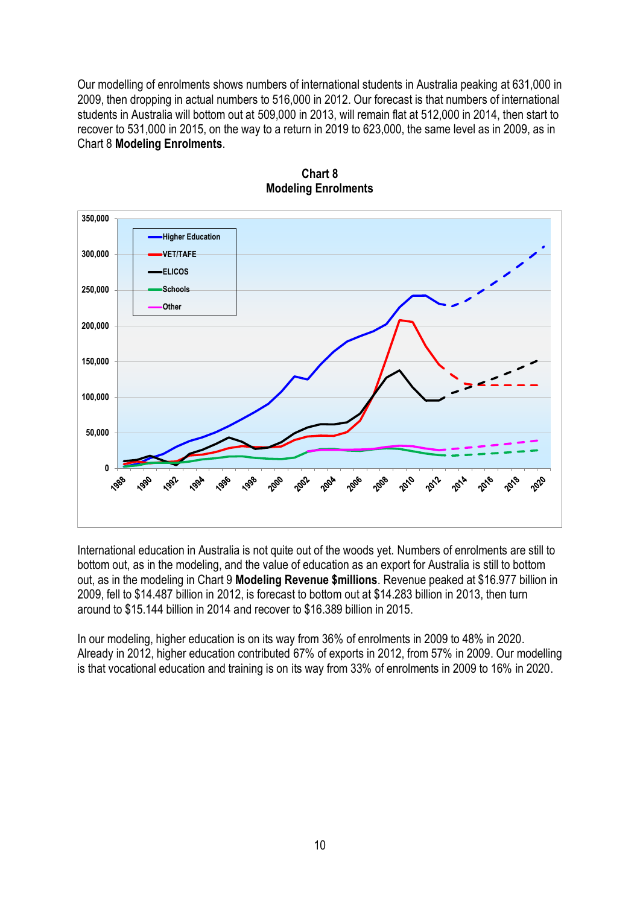Our modelling of enrolments shows numbers of international students in Australia peaking at 631,000 in 2009, then dropping in actual numbers to 516,000 in 2012. Our forecast is that numbers of international students in Australia will bottom out at 509,000 in 2013, will remain flat at 512,000 in 2014, then start to recover to 531,000 in 2015, on the way to a return in 2019 to 623,000, the same level as in 2009, as in Chart 8 **Modeling Enrolments**.

**Chart 8**
**Modeling Enrolments**

International education in Australia is not quite out of the woods yet. Numbers of enrolments are still to bottom out, as in the modeling, and the value of education as an export for Australia is still to bottom out, as in the modeling in Chart 9 **Modeling Revenue $millions**. Revenue peaked at $16.977 billion in 2009, fell to $14.487 billion in 2012, is forecast to bottom out at $14.283 billion in 2013, then turn around to $15.144 billion in 2014 and recover to $16.389 billion in 2015.

In our modeling, higher education is on its way from 36% of enrolments in 2009 to 48% in 2020. Already in 2012, higher education contributed 67% of exports in 2012, from 57% in 2009. Our modelling is that vocational education and training is on its way from 33% of enrolments in 2009 to 16% in 2020.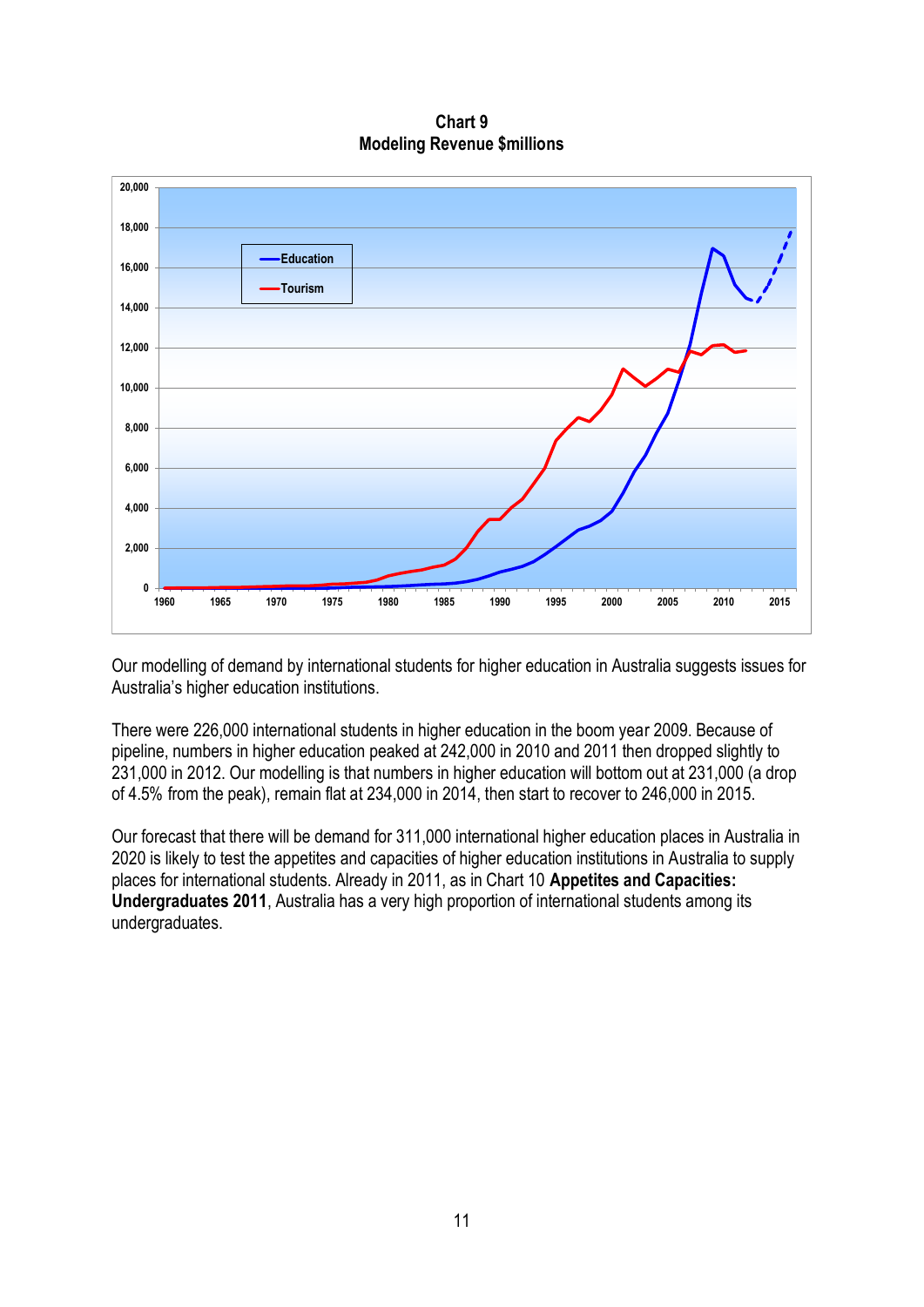**Chart 9**
**Modeling Revenue $millions**

Our modelling of demand by international students for higher education in Australia suggests issues for Australia's higher education institutions.

There were 226,000 international students in higher education in the boom year 2009. Because of pipeline, numbers in higher education peaked at 242,000 in 2010 and 2011 then dropped slightly to 231,000 in 2012. Our modelling is that numbers in higher education will bottom out at 231,000 (a drop of 4.5% from the peak), remain flat at 234,000 in 2014, then start to recover to 246,000 in 2015.

Our forecast that there will be demand for 311,000 international higher education places in Australia in 2020 is likely to test the appetites and capacities of higher education institutions in Australia to supply places for international students. Already in 2011, as in Chart 10 **Appetites and Capacities: Undergraduates 2011**, Australia has a very high proportion of international students among its undergraduates.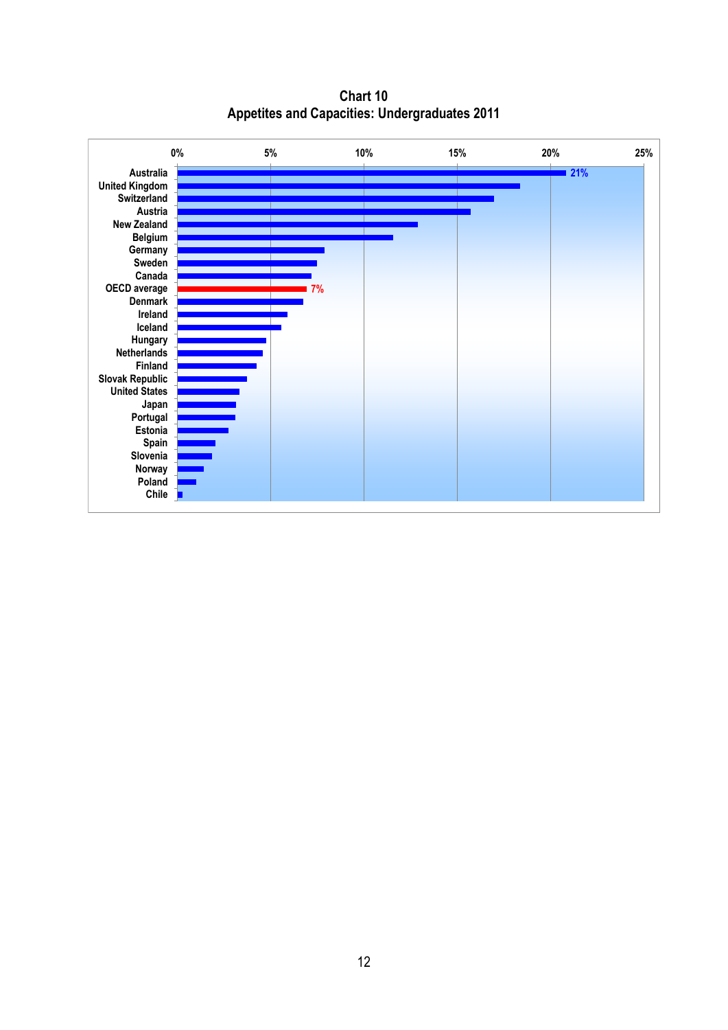**Chart 10**
**Appetites and Capacities: Undergraduates 2011**

| Country | Value |
|---|---|
| Australia | 21% |
| United Kingdom | |
| Switzerland | |
| Austria | |
| New Zealand | |
| Belgium | |
| Germany | |
| Sweden | |
| Canada | |
| OECD average | 7% |
| Denmark | |
| Ireland | |
| Iceland | |
| Hungary | |
| Netherlands | |
| Finland | |
| Slovak Republic | |
| United States | |
| Japan | |
| Portugal | |
| Estonia | |
| Spain | |
| Slovenia | |
| Norway | |
| Poland | |
| Chile | |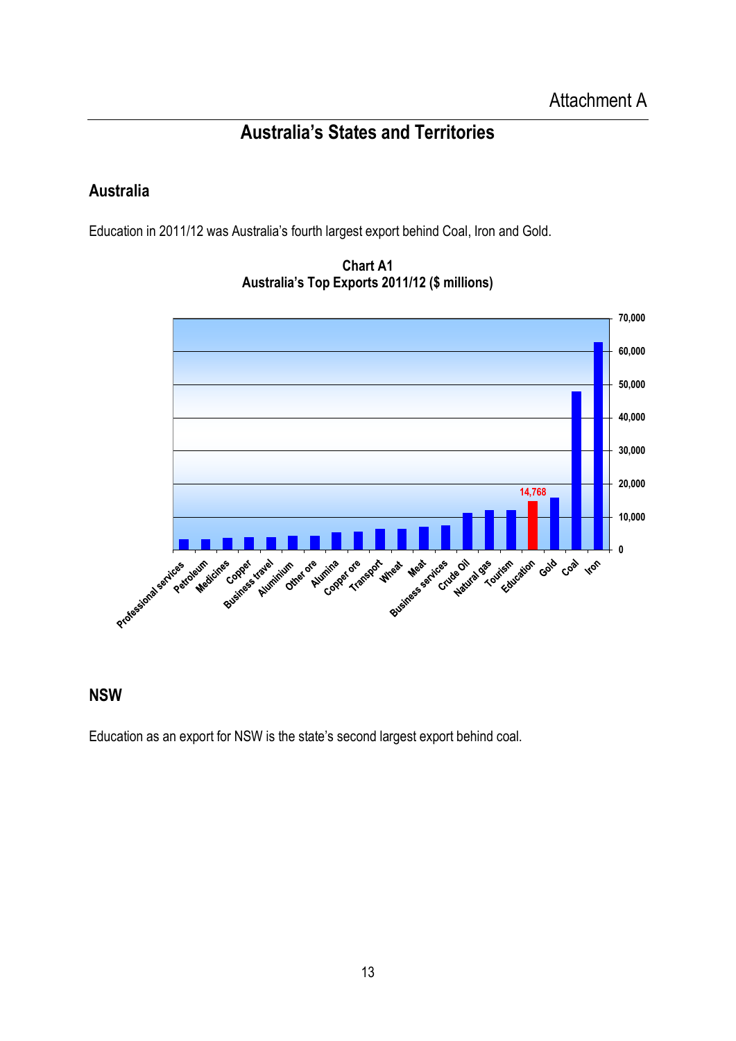Attachment A

# Australia's States and Territories

## Australia

Education in 2011/12 was Australia's fourth largest export behind Coal, Iron and Gold.

**Chart A1**
**Australia's Top Exports 2011/12 ($ millions)**

## NSW

Education as an export for NSW is the state's second largest export behind coal.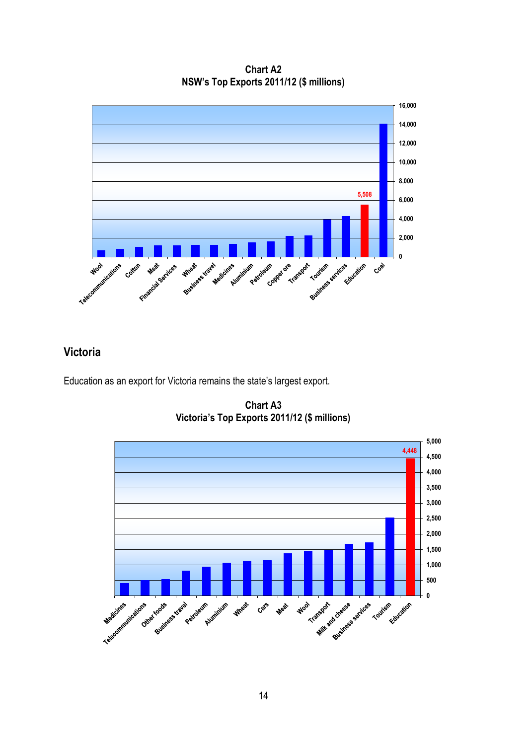**Chart A2**
**NSW's Top Exports 2011/12 ($ millions)**

## Victoria

Education as an export for Victoria remains the state's largest export.

**Chart A3**
**Victoria's Top Exports 2011/12 ($ millions)**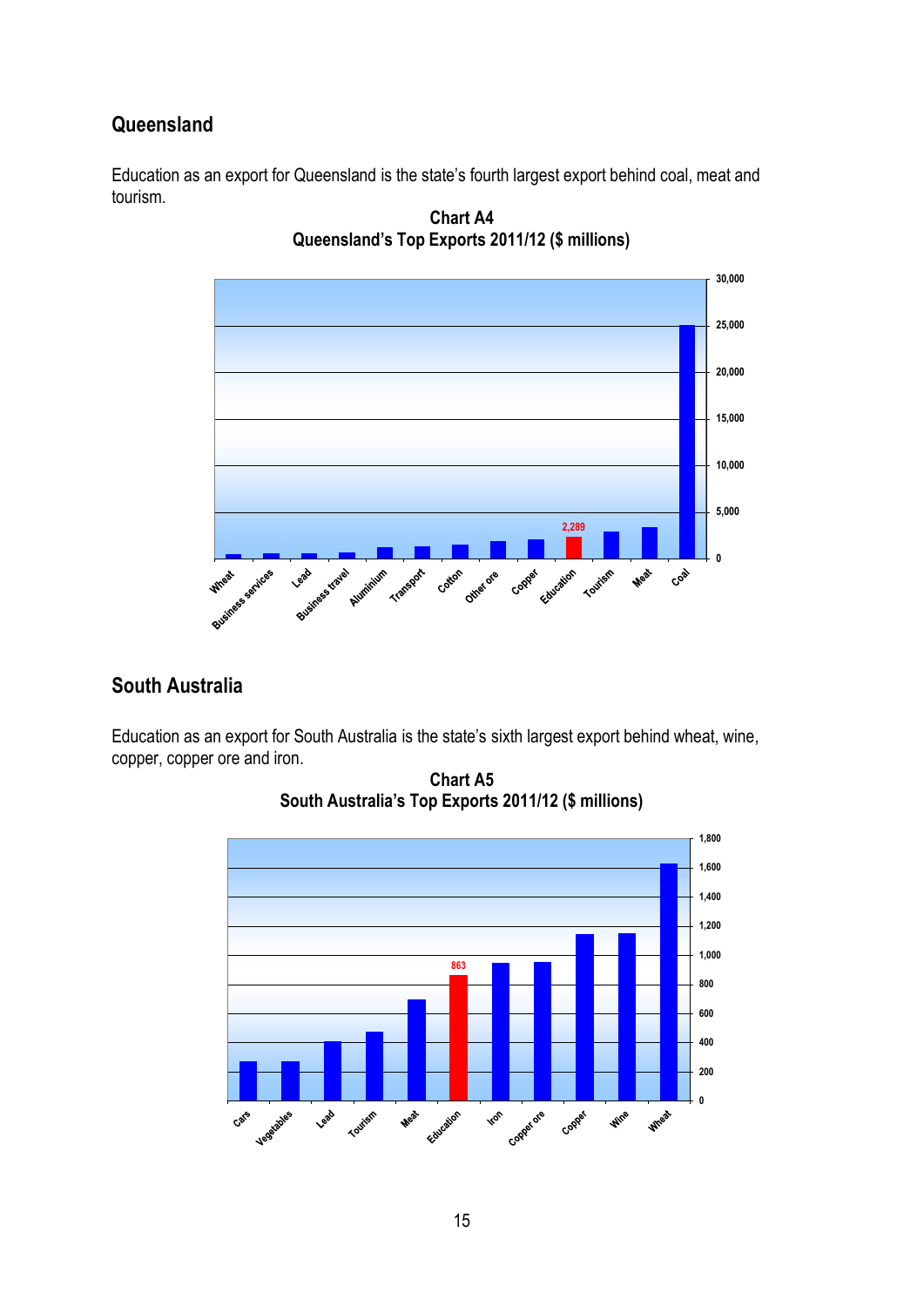## Queensland

Education as an export for Queensland is the state's fourth largest export behind coal, meat and tourism.

**Chart A4**
**Queensland's Top Exports 2011/12 ($ millions)**

## South Australia

Education as an export for South Australia is the state's sixth largest export behind wheat, wine, copper, copper ore and iron.

**Chart A5**
**South Australia's Top Exports 2011/12 ($ millions)**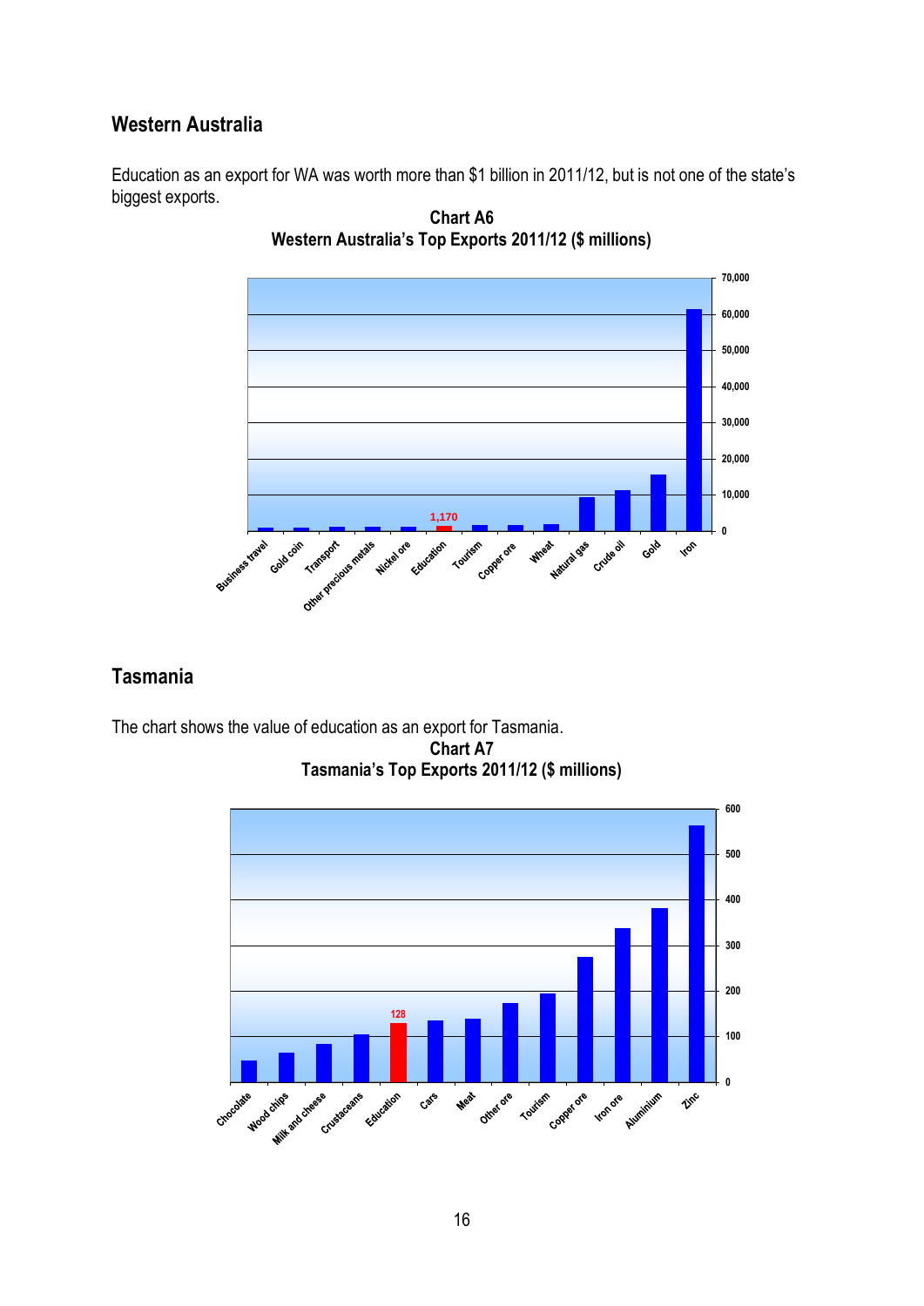## Western Australia

Education as an export for WA was worth more than $1 billion in 2011/12, but is not one of the state's biggest exports.

**Chart A6**
**Western Australia's Top Exports 2011/12 ($ millions)**

## Tasmania

The chart shows the value of education as an export for Tasmania.

**Chart A7**
**Tasmania's Top Exports 2011/12 ($ millions)**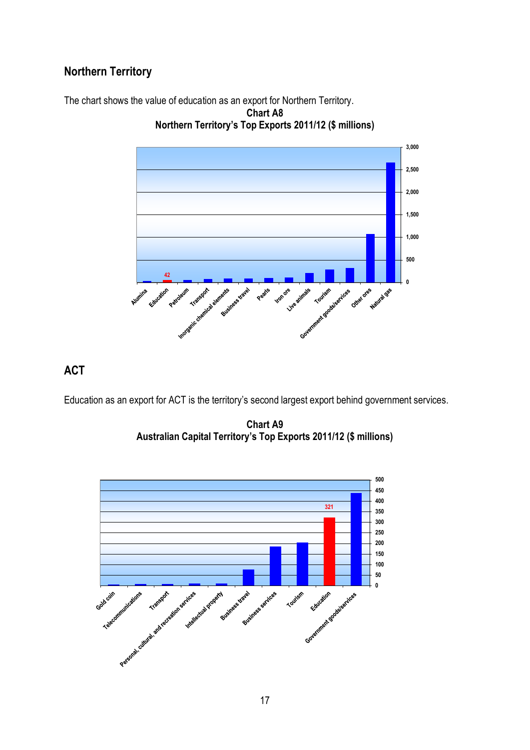## Northern Territory

The chart shows the value of education as an export for Northern Territory.

**Chart A8**
**Northern Territory's Top Exports 2011/12 ($ millions)**

3,000
2,500
2,000
1,500
1,000
500
0

42

Alumina
Education
Petroleum
Transport
Inorganic chemical elements
Business travel
Pearls
Iron ore
Live animals
Tourism
Government goods/services
Other ores
Natural gas

## ACT

Education as an export for ACT is the territory's second largest export behind government services.

**Chart A9**
**Australian Capital Territory's Top Exports 2011/12 ($ millions)**

500
450
400
350
300
250
200
150
100
50
0

321

Gold coin
Telecommunications
Transport
Personal, cultural, and recreation services
Intellectual property
Business travel
Business services
Tourism
Education
Government goods/services